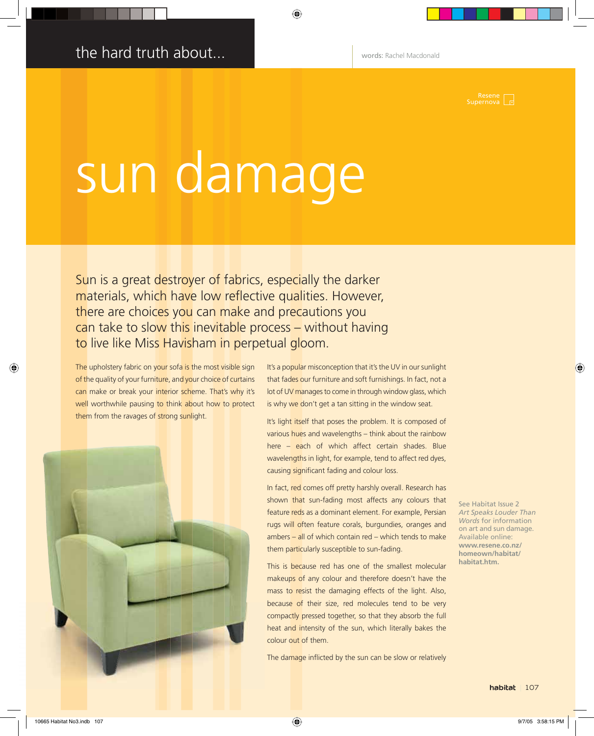the hard truth about...

words: Rachel Macdonald

Resene Supernova

# sun damage

Sun is a great destroyer of fabrics, especially the darker materials, which have low reflective qualities. However, there are choices you can make and precautions you can take to slow this inevitable process – without having to live like Miss Havisham in perpetual gloom.

The upholstery fabric on your sofa is the most visible sign of the quality of your furniture, and your choice of curtains can make or break your interior scheme. That's why it's well worthwhile pausing to think about how to protect them from the ravages of strong sunlight.

It's a popular misconception that it's the UV in our sunlight that fades our furniture and soft furnishings. In fact, not a lot of UV manages to come in through window glass, which is why we don't get a tan sitting in the window seat.

It's light itself that poses the problem. It is composed of various hues and wavelengths – think about the rainbow here – each of which affect certain shades. Blue wavelengths in light, for example, tend to affect red dyes, causing significant fading and colour loss.

In fact, red comes off pretty harshly overall. Research has shown that sun-fading most affects any colours that feature reds as a dominant element. For example, Persian rugs will often feature corals, burgundies, oranges and ambers – all of which contain red – which tends to make them particularly susceptible to sun-fading.

This is because red has one of the smallest molecular makeups of any colour and therefore doesn't have the mass to resist the damaging effects of the light. Also, because of their size, red molecules tend to be very compactly pressed together, so that they absorb the full heat and intensity of the sun, which literally bakes the colour out of them.

The damage inflicted by the sun can be slow or relatively

See Habitat Issue 2 *Art Speaks Louder Than Words* for information on art and sun damage. Available online: **www.resene.co.nz/homeown/habitat/habitat.htm.**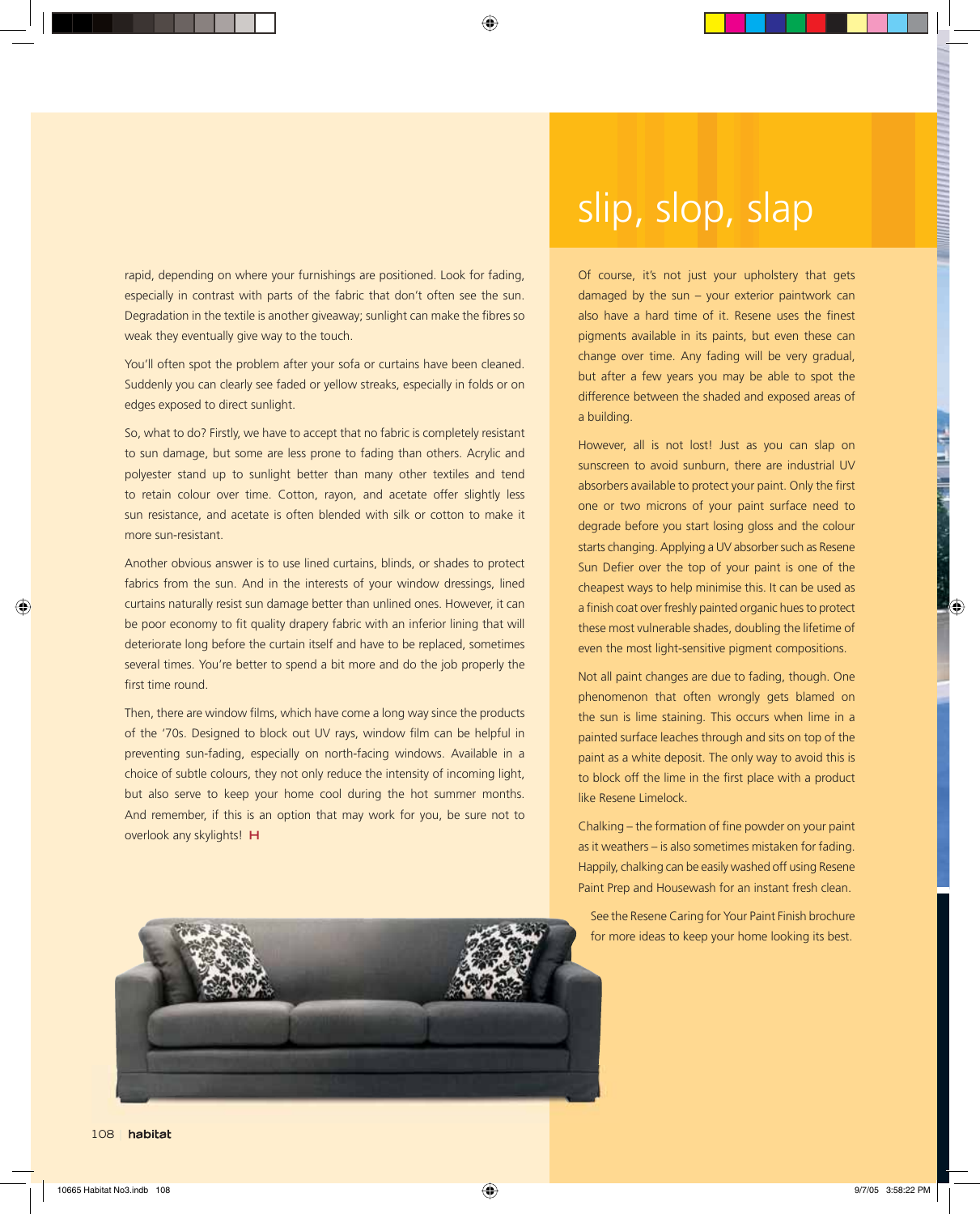rapid, depending on where your furnishings are positioned. Look for fading, especially in contrast with parts of the fabric that don't often see the sun. Degradation in the textile is another giveaway; sunlight can make the fibres so weak they eventually give way to the touch.

You'll often spot the problem after your sofa or curtains have been cleaned. Suddenly you can clearly see faded or yellow streaks, especially in folds or on edges exposed to direct sunlight.

So, what to do? Firstly, we have to accept that no fabric is completely resistant to sun damage, but some are less prone to fading than others. Acrylic and polyester stand up to sunlight better than many other textiles and tend to retain colour over time. Cotton, rayon, and acetate offer slightly less sun resistance, and acetate is often blended with silk or cotton to make it more sun-resistant.

Another obvious answer is to use lined curtains, blinds, or shades to protect fabrics from the sun. And in the interests of your window dressings, lined curtains naturally resist sun damage better than unlined ones. However, it can be poor economy to fit quality drapery fabric with an inferior lining that will deteriorate long before the curtain itself and have to be replaced, sometimes several times. You're better to spend a bit more and do the job properly the first time round.

Then, there are window films, which have come a long way since the products of the '70s. Designed to block out UV rays, window film can be helpful in preventing sun-fading, especially on north-facing windows. Available in a choice of subtle colours, they not only reduce the intensity of incoming light, but also serve to keep your home cool during the hot summer months. And remember, if this is an option that may work for you, be sure not to overlook any skylights! H

# slip, slop, slap

Of course, it's not just your upholstery that gets damaged by the sun – your exterior paintwork can also have a hard time of it. Resene uses the finest pigments available in its paints, but even these can change over time. Any fading will be very gradual, but after a few years you may be able to spot the difference between the shaded and exposed areas of a building.

However, all is not lost! Just as you can slap on sunscreen to avoid sunburn, there are industrial UV absorbers available to protect your paint. Only the first one or two microns of your paint surface need to degrade before you start losing gloss and the colour starts changing. Applying a UV absorber such as Resene Sun Defier over the top of your paint is one of the cheapest ways to help minimise this. It can be used as a finish coat over freshly painted organic hues to protect these most vulnerable shades, doubling the lifetime of even the most light-sensitive pigment compositions.

Not all paint changes are due to fading, though. One phenomenon that often wrongly gets blamed on the sun is lime staining. This occurs when lime in a painted surface leaches through and sits on top of the paint as a white deposit. The only way to avoid this is to block off the lime in the first place with a product like Resene Limelock.

Chalking – the formation of fine powder on your paint as it weathers – is also sometimes mistaken for fading. Happily, chalking can be easily washed off using Resene Paint Prep and Housewash for an instant fresh clean.

See the Resene Caring for Your Paint Finish brochure for more ideas to keep your home looking its best.